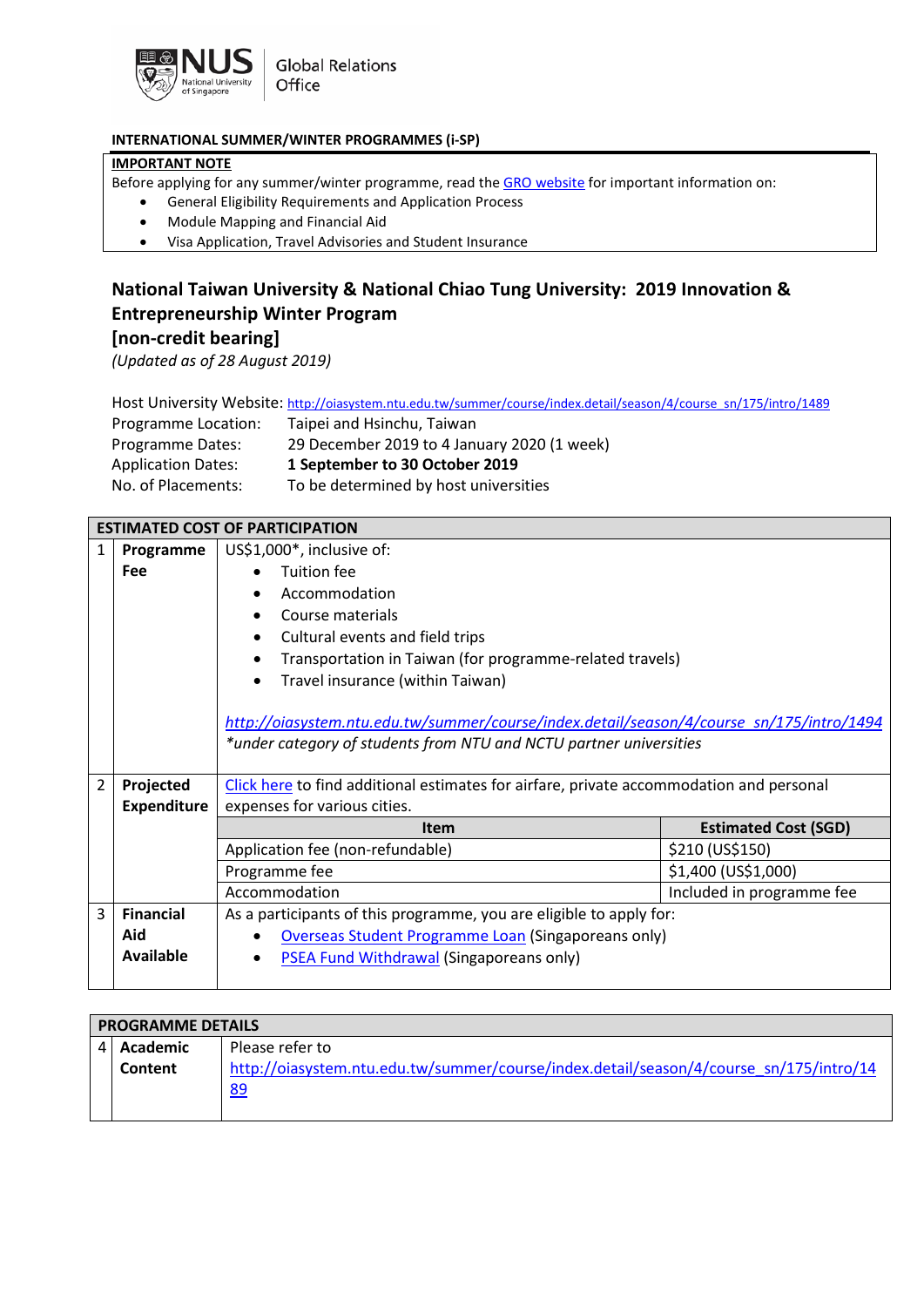NUS National University of Singapore | Global Relations Office

**INTERNATIONAL SUMMER/WINTER PROGRAMMES (i-SP)**

**IMPORTANT NOTE**

Before applying for any summer/winter programme, read the GRO website for important information on:

- General Eligibility Requirements and Application Process
- Module Mapping and Financial Aid
- Visa Application, Travel Advisories and Student Insurance

# National Taiwan University & National Chiao Tung University: 2019 Innovation & Entrepreneurship Winter Program [non-credit bearing]

*(Updated as of 28 August 2019)*

| | |
|---|---|
| Host University Website: | http://oiasystem.ntu.edu.tw/summer/course/index.detail/season/4/course_sn/175/intro/1489 |
| Programme Location: | Taipei and Hsinchu, Taiwan |
| Programme Dates: | 29 December 2019 to 4 January 2020 (1 week) |
| Application Dates: | **1 September to 30 October 2019** |
| No. of Placements: | To be determined by host universities |

**ESTIMATED COST OF PARTICIPATION**

| | | | |
|---|---|---|---|
| 1 | **Programme Fee** | US$1,000*, inclusive of:<br>• Tuition fee<br>• Accommodation<br>• Course materials<br>• Cultural events and field trips<br>• Transportation in Taiwan (for programme-related travels)<br>• Travel insurance (within Taiwan)<br><br>*http://oiasystem.ntu.edu.tw/summer/course/index.detail/season/4/course_sn/175/intro/1494*<br>**under category of students from NTU and NCTU partner universities* | |
| 2 | **Projected Expenditure** | Click here to find additional estimates for airfare, private accommodation and personal expenses for various cities. | |
| | | **Item** | **Estimated Cost (SGD)** |
| | | Application fee (non-refundable) | $210 (US$150) |
| | | Programme fee | $1,400 (US$1,000) |
| | | Accommodation | Included in programme fee |
| 3 | **Financial Aid Available** | As a participants of this programme, you are eligible to apply for:<br>• Overseas Student Programme Loan (Singaporeans only)<br>• PSEA Fund Withdrawal (Singaporeans only) | |

**PROGRAMME DETAILS**

| | | |
|---|---|---|
| 4 | **Academic Content** | Please refer to http://oiasystem.ntu.edu.tw/summer/course/index.detail/season/4/course_sn/175/intro/1489 |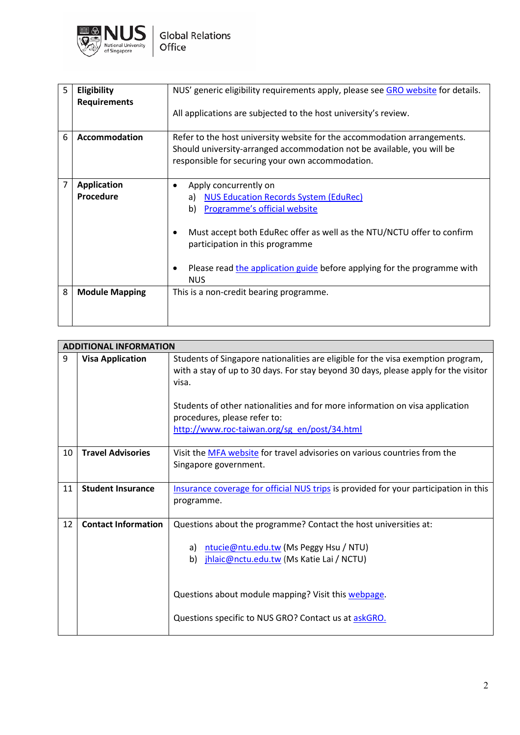| | | |
|---|---|---|
| 5 | **Eligibility Requirements** | NUS' generic eligibility requirements apply, please see GRO website for details.<br><br>All applications are subjected to the host university's review. |
| 6 | **Accommodation** | Refer to the host university website for the accommodation arrangements. Should university-arranged accommodation not be available, you will be responsible for securing your own accommodation. |
| 7 | **Application Procedure** | • Apply concurrently on<br>a) NUS Education Records System (EduRec)<br>b) Programme's official website<br><br>• Must accept both EduRec offer as well as the NTU/NCTU offer to confirm participation in this programme<br><br>• Please read the application guide before applying for the programme with NUS |
| 8 | **Module Mapping** | This is a non-credit bearing programme. |

| **ADDITIONAL INFORMATION** | | |
|---|---|---|
| 9 | **Visa Application** | Students of Singapore nationalities are eligible for the visa exemption program, with a stay of up to 30 days. For stay beyond 30 days, please apply for the visitor visa.<br><br>Students of other nationalities and for more information on visa application procedures, please refer to:<br>http://www.roc-taiwan.org/sg_en/post/34.html |
| 10 | **Travel Advisories** | Visit the MFA website for travel advisories on various countries from the Singapore government. |
| 11 | **Student Insurance** | Insurance coverage for official NUS trips is provided for your participation in this programme. |
| 12 | **Contact Information** | Questions about the programme? Contact the host universities at:<br><br>a) ntucie@ntu.edu.tw (Ms Peggy Hsu / NTU)<br>b) jhlaic@nctu.edu.tw (Ms Katie Lai / NCTU)<br><br>Questions about module mapping? Visit this webpage.<br><br>Questions specific to NUS GRO? Contact us at askGRO. |